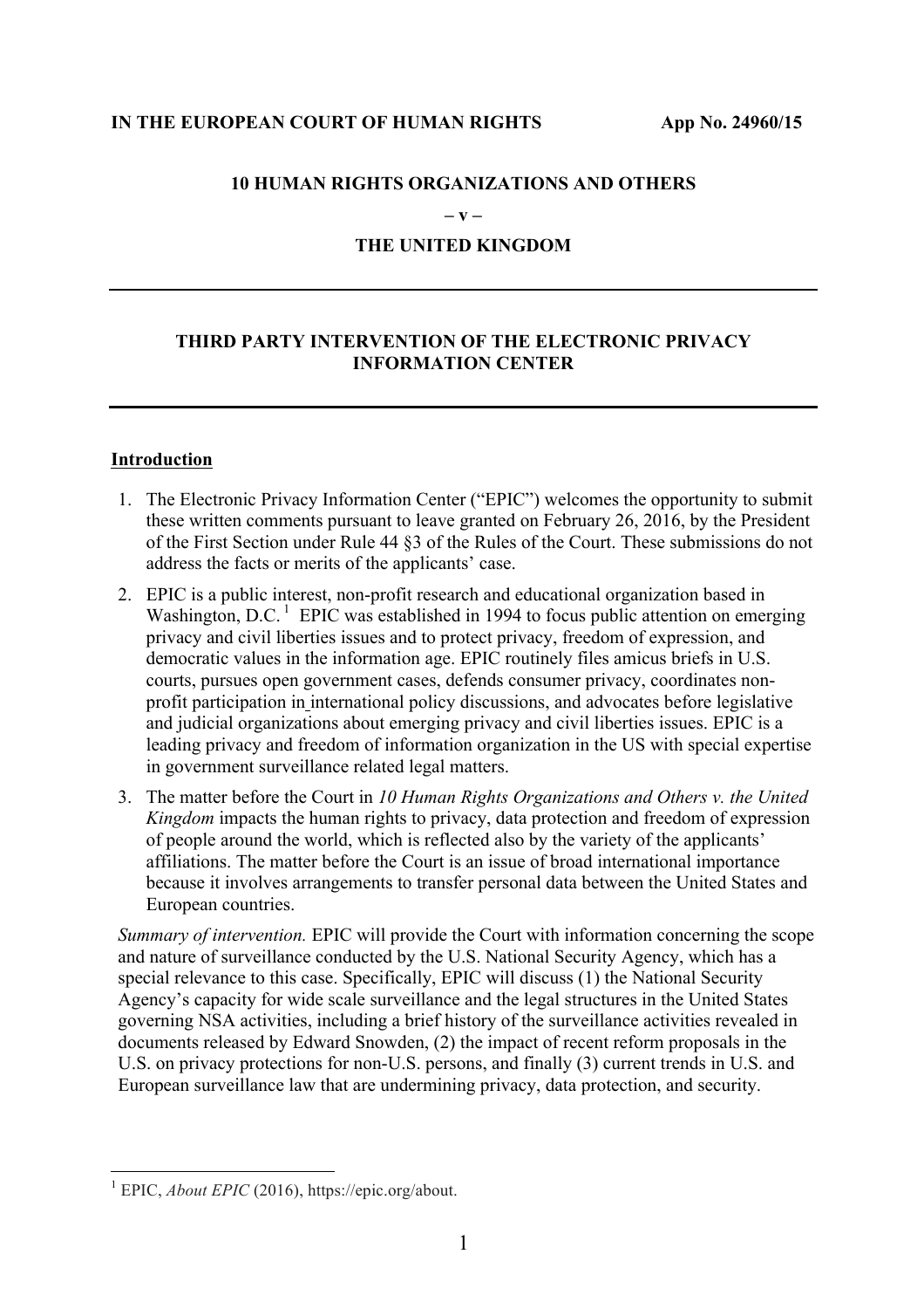**IN THE EUROPEAN COURT OF HUMAN RIGHTS** **App No. 24960/15**

**10 HUMAN RIGHTS ORGANIZATIONS AND OTHERS**

**– v –**

**THE UNITED KINGDOM**

---

# THIRD PARTY INTERVENTION OF THE ELECTRONIC PRIVACY INFORMATION CENTER

---

## Introduction

1. The Electronic Privacy Information Center ("EPIC") welcomes the opportunity to submit these written comments pursuant to leave granted on February 26, 2016, by the President of the First Section under Rule 44 §3 of the Rules of the Court. These submissions do not address the facts or merits of the applicants' case.
2. EPIC is a public interest, non-profit research and educational organization based in Washington, D.C.[1] EPIC was established in 1994 to focus public attention on emerging privacy and civil liberties issues and to protect privacy, freedom of expression, and democratic values in the information age. EPIC routinely files amicus briefs in U.S. courts, pursues open government cases, defends consumer privacy, coordinates non-profit participation in international policy discussions, and advocates before legislative and judicial organizations about emerging privacy and civil liberties issues. EPIC is a leading privacy and freedom of information organization in the US with special expertise in government surveillance related legal matters.
3. The matter before the Court in *10 Human Rights Organizations and Others v. the United Kingdom* impacts the human rights to privacy, data protection and freedom of expression of people around the world, which is reflected also by the variety of the applicants' affiliations. The matter before the Court is an issue of broad international importance because it involves arrangements to transfer personal data between the United States and European countries.

*Summary of intervention.* EPIC will provide the Court with information concerning the scope and nature of surveillance conducted by the U.S. National Security Agency, which has a special relevance to this case. Specifically, EPIC will discuss (1) the National Security Agency's capacity for wide scale surveillance and the legal structures in the United States governing NSA activities, including a brief history of the surveillance activities revealed in documents released by Edward Snowden, (2) the impact of recent reform proposals in the U.S. on privacy protections for non-U.S. persons, and finally (3) current trends in U.S. and European surveillance law that are undermining privacy, data protection, and security.

---

[1] EPIC, *About EPIC* (2016), https://epic.org/about.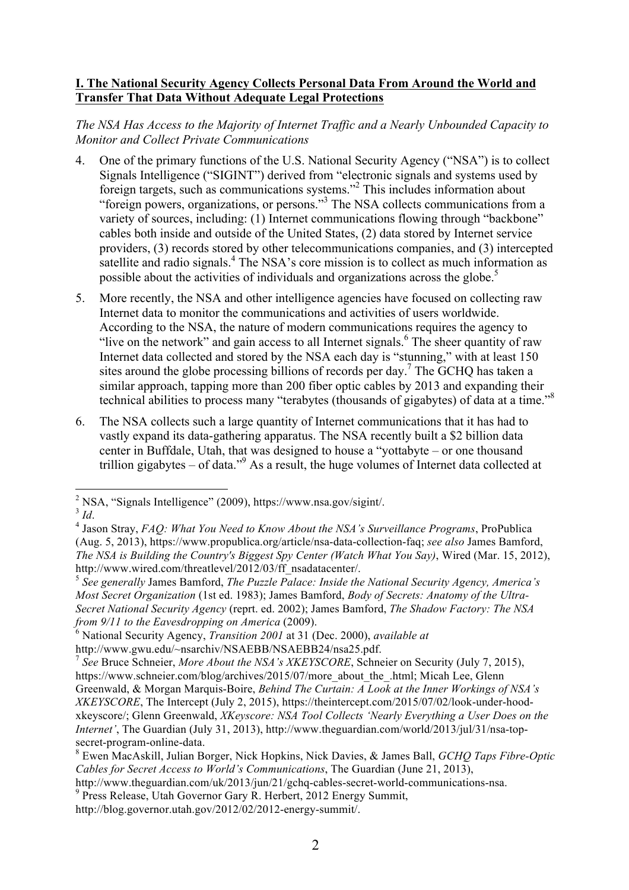**I. The National Security Agency Collects Personal Data From Around the World and Transfer That Data Without Adequate Legal Protections**

*The NSA Has Access to the Majority of Internet Traffic and a Nearly Unbounded Capacity to Monitor and Collect Private Communications*

4. One of the primary functions of the U.S. National Security Agency ("NSA") is to collect Signals Intelligence ("SIGINT") derived from "electronic signals and systems used by foreign targets, such as communications systems."[2] This includes information about "foreign powers, organizations, or persons."[3] The NSA collects communications from a variety of sources, including: (1) Internet communications flowing through "backbone" cables both inside and outside of the United States, (2) data stored by Internet service providers, (3) records stored by other telecommunications companies, and (3) intercepted satellite and radio signals.[4] The NSA's core mission is to collect as much information as possible about the activities of individuals and organizations across the globe.[5]

5. More recently, the NSA and other intelligence agencies have focused on collecting raw Internet data to monitor the communications and activities of users worldwide. According to the NSA, the nature of modern communications requires the agency to "live on the network" and gain access to all Internet signals.[6] The sheer quantity of raw Internet data collected and stored by the NSA each day is "stunning," with at least 150 sites around the globe processing billions of records per day.[7] The GCHQ has taken a similar approach, tapping more than 200 fiber optic cables by 2013 and expanding their technical abilities to process many "terabytes (thousands of gigabytes) of data at a time."[8]

6. The NSA collects such a large quantity of Internet communications that it has had to vastly expand its data-gathering apparatus. The NSA recently built a $2 billion data center in Buffdale, Utah, that was designed to house a "yottabyte – or one thousand trillion gigabytes – of data."[9] As a result, the huge volumes of Internet data collected at

---

[2] NSA, "Signals Intelligence" (2009), https://www.nsa.gov/sigint/.

[3] *Id*.

[4] Jason Stray, *FAQ: What You Need to Know About the NSA's Surveillance Programs*, ProPublica (Aug. 5, 2013), https://www.propublica.org/article/nsa-data-collection-faq; *see also* James Bamford, *The NSA is Building the Country's Biggest Spy Center (Watch What You Say)*, Wired (Mar. 15, 2012), http://www.wired.com/threatlevel/2012/03/ff_nsadatacenter/.

[5] *See generally* James Bamford, *The Puzzle Palace: Inside the National Security Agency, America's Most Secret Organization* (1st ed. 1983); James Bamford, *Body of Secrets: Anatomy of the Ultra-Secret National Security Agency* (reprt. ed. 2002); James Bamford, *The Shadow Factory: The NSA from 9/11 to the Eavesdropping on America* (2009).

[6] National Security Agency, *Transition 2001* at 31 (Dec. 2000), *available at* http://www.gwu.edu/~nsarchiv/NSAEBB/NSAEBB24/nsa25.pdf.

[7] *See* Bruce Schneier, *More About the NSA's XKEYSCORE*, Schneier on Security (July 7, 2015), https://www.schneier.com/blog/archives/2015/07/more_about_the_.html; Micah Lee, Glenn Greenwald, & Morgan Marquis-Boire, *Behind The Curtain: A Look at the Inner Workings of NSA's XKEYSCORE*, The Intercept (July 2, 2015), https://theintercept.com/2015/07/02/look-under-hood-xkeyscore/; Glenn Greenwald, *XKeyscore: NSA Tool Collects 'Nearly Everything a User Does on the Internet'*, The Guardian (July 31, 2013), http://www.theguardian.com/world/2013/jul/31/nsa-top-secret-program-online-data.

[8] Ewen MacAskill, Julian Borger, Nick Hopkins, Nick Davies, & James Ball, *GCHQ Taps Fibre-Optic Cables for Secret Access to World's Communications*, The Guardian (June 21, 2013), http://www.theguardian.com/uk/2013/jun/21/gchq-cables-secret-world-communications-nsa.

[9] Press Release, Utah Governor Gary R. Herbert, 2012 Energy Summit, http://blog.governor.utah.gov/2012/02/2012-energy-summit/.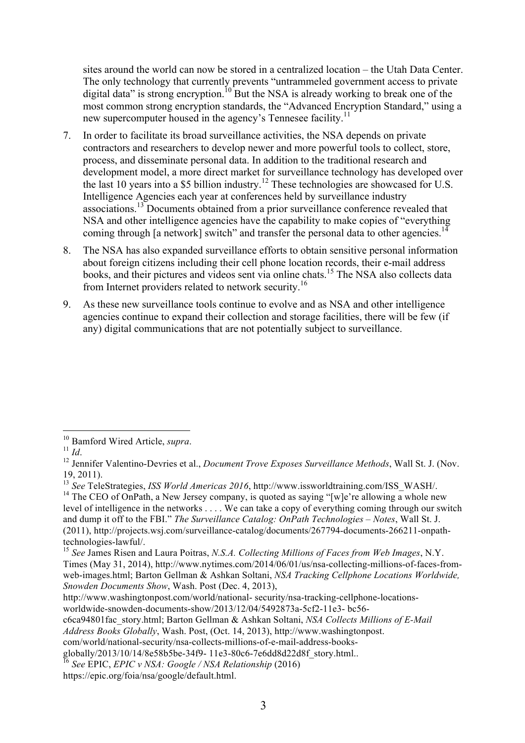sites around the world can now be stored in a centralized location – the Utah Data Center. The only technology that currently prevents "untrammeled government access to private digital data" is strong encryption.[10] But the NSA is already working to break one of the most common strong encryption standards, the "Advanced Encryption Standard," using a new supercomputer housed in the agency's Tennesee facility.[11]

7. In order to facilitate its broad surveillance activities, the NSA depends on private contractors and researchers to develop newer and more powerful tools to collect, store, process, and disseminate personal data. In addition to the traditional research and development model, a more direct market for surveillance technology has developed over the last 10 years into a $5 billion industry.[12] These technologies are showcased for U.S. Intelligence Agencies each year at conferences held by surveillance industry associations.[13] Documents obtained from a prior surveillance conference revealed that NSA and other intelligence agencies have the capability to make copies of "everything coming through [a network] switch" and transfer the personal data to other agencies.[14]

8. The NSA has also expanded surveillance efforts to obtain sensitive personal information about foreign citizens including their cell phone location records, their e-mail address books, and their pictures and videos sent via online chats.[15] The NSA also collects data from Internet providers related to network security.[16]

9. As these new surveillance tools continue to evolve and as NSA and other intelligence agencies continue to expand their collection and storage facilities, there will be few (if any) digital communications that are not potentially subject to surveillance.

---

[10] Bamford Wired Article, *supra*.

[11] *Id*.

[12] Jennifer Valentino-Devries et al., *Document Trove Exposes Surveillance Methods*, Wall St. J. (Nov. 19, 2011).

[13] *See* TeleStrategies, *ISS World Americas 2016*, http://www.issworldtraining.com/ISS_WASH/.

[14] The CEO of OnPath, a New Jersey company, is quoted as saying "[w]e're allowing a whole new level of intelligence in the networks . . . . We can take a copy of everything coming through our switch and dump it off to the FBI." *The Surveillance Catalog: OnPath Technologies – Notes*, Wall St. J. (2011), http://projects.wsj.com/surveillance-catalog/documents/267794-documents-266211-onpath-technologies-lawful/.

[15] *See* James Risen and Laura Poitras, *N.S.A. Collecting Millions of Faces from Web Images*, N.Y. Times (May 31, 2014), http://www.nytimes.com/2014/06/01/us/nsa-collecting-millions-of-faces-from-web-images.html; Barton Gellman & Ashkan Soltani, *NSA Tracking Cellphone Locations Worldwide, Snowden Documents Show*, Wash. Post (Dec. 4, 2013), http://www.washingtonpost.com/world/national- security/nsa-tracking-cellphone-locations-worldwide-snowden-documents-show/2013/12/04/5492873a-5cf2-11e3- bc56-c6ca94801fac_story.html; Barton Gellman & Ashkan Soltani, *NSA Collects Millions of E-Mail Address Books Globally*, Wash. Post, (Oct. 14, 2013), http://www.washingtonpost.com/world/national-security/nsa-collects-millions-of-e-mail-address-books-globally/2013/10/14/8e58b5be-34f9- 11e3-80c6-7e6dd8d22d8f_story.html..

[16] *See* EPIC, *EPIC v NSA: Google / NSA Relationship* (2016) https://epic.org/foia/nsa/google/default.html.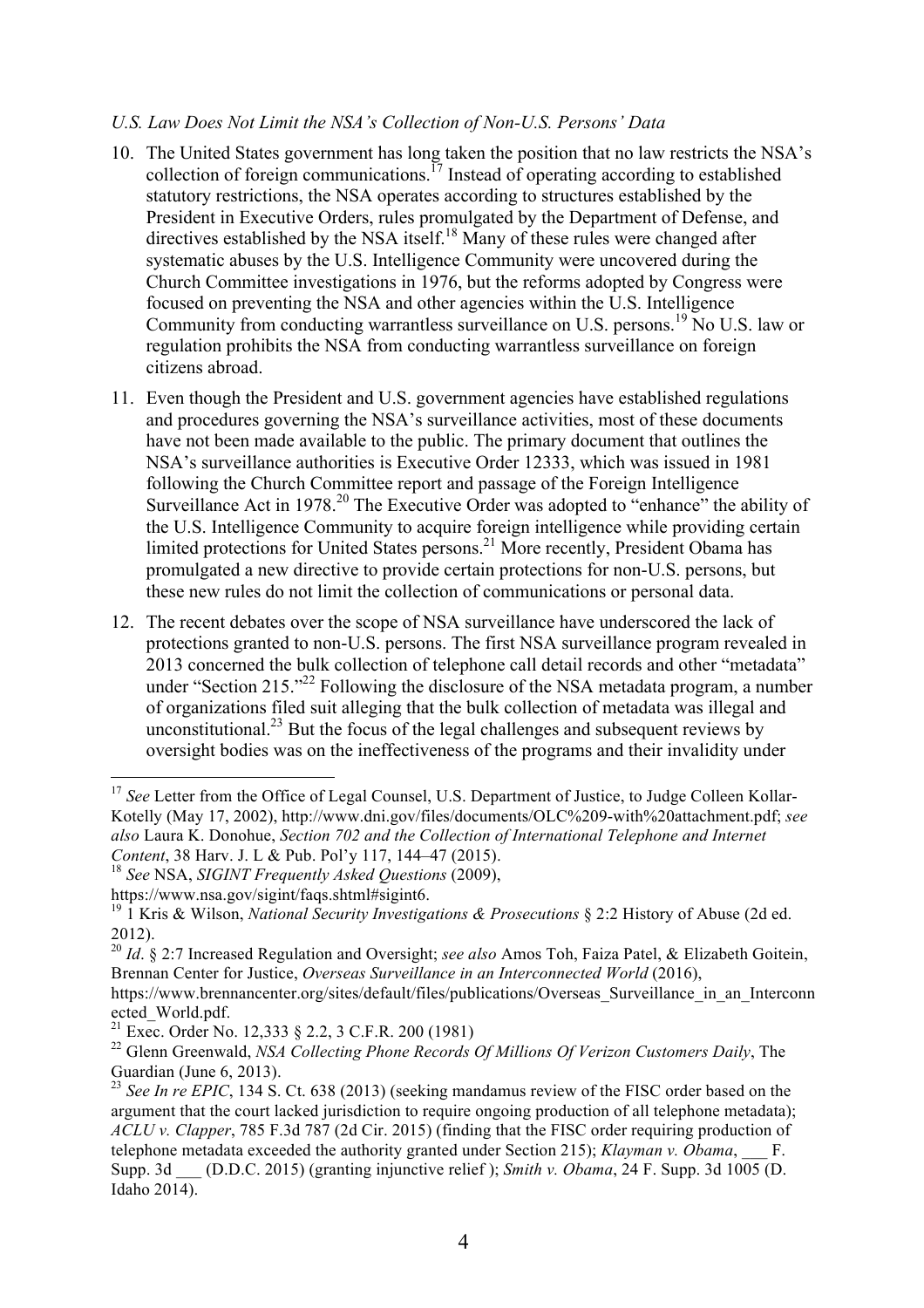*U.S. Law Does Not Limit the NSA's Collection of Non-U.S. Persons' Data*

10. The United States government has long taken the position that no law restricts the NSA's collection of foreign communications.[17] Instead of operating according to established statutory restrictions, the NSA operates according to structures established by the President in Executive Orders, rules promulgated by the Department of Defense, and directives established by the NSA itself.[18] Many of these rules were changed after systematic abuses by the U.S. Intelligence Community were uncovered during the Church Committee investigations in 1976, but the reforms adopted by Congress were focused on preventing the NSA and other agencies within the U.S. Intelligence Community from conducting warrantless surveillance on U.S. persons.[19] No U.S. law or regulation prohibits the NSA from conducting warrantless surveillance on foreign citizens abroad.

11. Even though the President and U.S. government agencies have established regulations and procedures governing the NSA's surveillance activities, most of these documents have not been made available to the public. The primary document that outlines the NSA's surveillance authorities is Executive Order 12333, which was issued in 1981 following the Church Committee report and passage of the Foreign Intelligence Surveillance Act in 1978.[20] The Executive Order was adopted to "enhance" the ability of the U.S. Intelligence Community to acquire foreign intelligence while providing certain limited protections for United States persons.[21] More recently, President Obama has promulgated a new directive to provide certain protections for non-U.S. persons, but these new rules do not limit the collection of communications or personal data.

12. The recent debates over the scope of NSA surveillance have underscored the lack of protections granted to non-U.S. persons. The first NSA surveillance program revealed in 2013 concerned the bulk collection of telephone call detail records and other "metadata" under "Section 215."[22] Following the disclosure of the NSA metadata program, a number of organizations filed suit alleging that the bulk collection of metadata was illegal and unconstitutional.[23] But the focus of the legal challenges and subsequent reviews by oversight bodies was on the ineffectiveness of the programs and their invalidity under

---

[17] *See* Letter from the Office of Legal Counsel, U.S. Department of Justice, to Judge Colleen Kollar-Kotelly (May 17, 2002), http://www.dni.gov/files/documents/OLC%209-with%20attachment.pdf; *see also* Laura K. Donohue, *Section 702 and the Collection of International Telephone and Internet Content*, 38 Harv. J. L & Pub. Pol'y 117, 144–47 (2015).

[18] *See* NSA, *SIGINT Frequently Asked Questions* (2009), https://www.nsa.gov/sigint/faqs.shtml#sigint6.

[19] 1 Kris & Wilson, *National Security Investigations & Prosecutions* § 2:2 History of Abuse (2d ed. 2012).

[20] *Id*. § 2:7 Increased Regulation and Oversight; *see also* Amos Toh, Faiza Patel, & Elizabeth Goitein, Brennan Center for Justice, *Overseas Surveillance in an Interconnected World* (2016), https://www.brennancenter.org/sites/default/files/publications/Overseas_Surveillance_in_an_Interconnected_World.pdf.

[21] Exec. Order No. 12,333 § 2.2, 3 C.F.R. 200 (1981)

[22] Glenn Greenwald, *NSA Collecting Phone Records Of Millions Of Verizon Customers Daily*, The Guardian (June 6, 2013).

[23] *See In re EPIC*, 134 S. Ct. 638 (2013) (seeking mandamus review of the FISC order based on the argument that the court lacked jurisdiction to require ongoing production of all telephone metadata); *ACLU v. Clapper*, 785 F.3d 787 (2d Cir. 2015) (finding that the FISC order requiring production of telephone metadata exceeded the authority granted under Section 215); *Klayman v. Obama*, ___ F. Supp. 3d ___ (D.D.C. 2015) (granting injunctive relief ); *Smith v. Obama*, 24 F. Supp. 3d 1005 (D. Idaho 2014).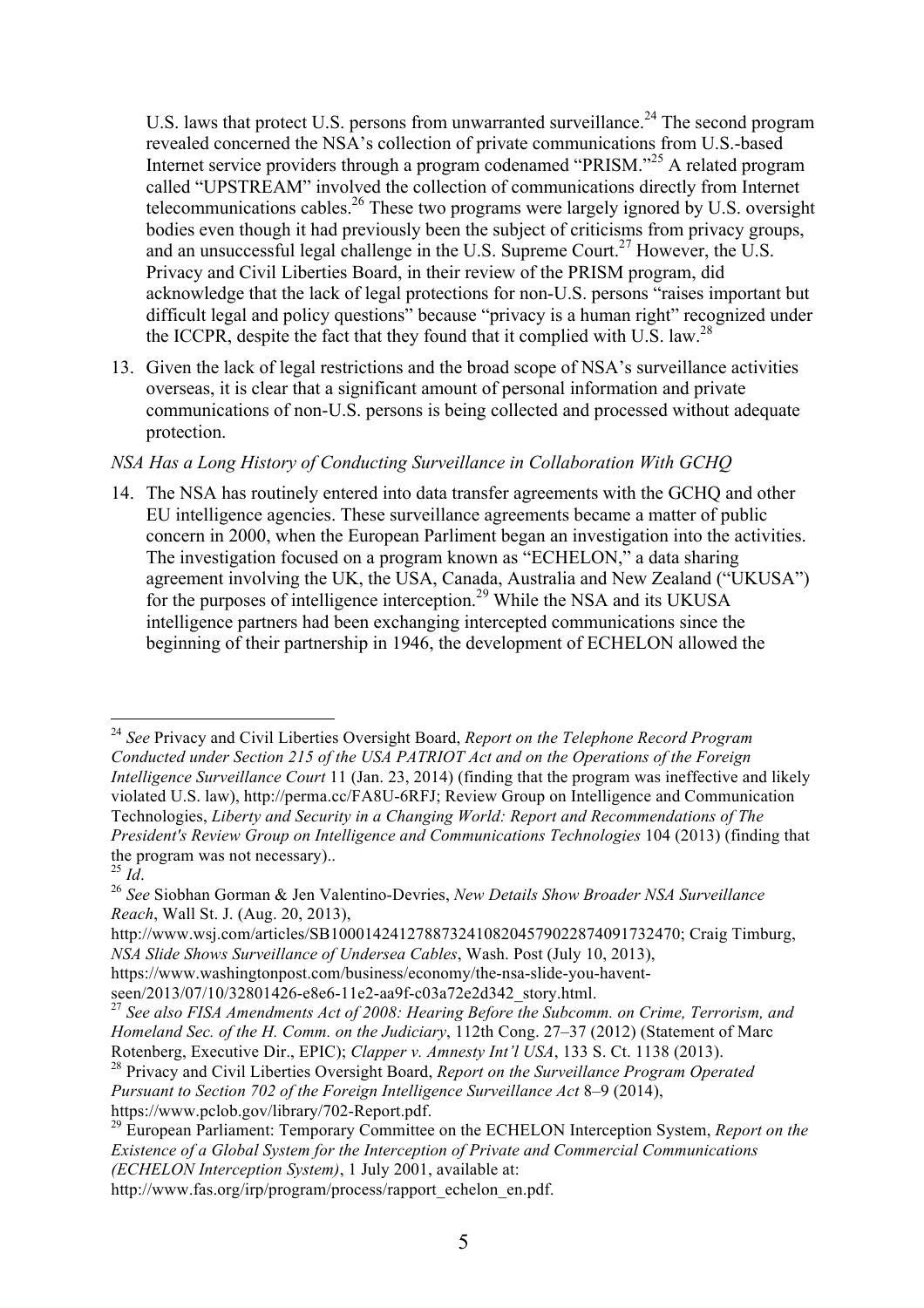U.S. laws that protect U.S. persons from unwarranted surveillance.[24] The second program revealed concerned the NSA's collection of private communications from U.S.-based Internet service providers through a program codenamed "PRISM."[25] A related program called "UPSTREAM" involved the collection of communications directly from Internet telecommunications cables.[26] These two programs were largely ignored by U.S. oversight bodies even though it had previously been the subject of criticisms from privacy groups, and an unsuccessful legal challenge in the U.S. Supreme Court.[27] However, the U.S. Privacy and Civil Liberties Board, in their review of the PRISM program, did acknowledge that the lack of legal protections for non-U.S. persons "raises important but difficult legal and policy questions" because "privacy is a human right" recognized under the ICCPR, despite the fact that they found that it complied with U.S. law.[28]

13. Given the lack of legal restrictions and the broad scope of NSA's surveillance activities overseas, it is clear that a significant amount of personal information and private communications of non-U.S. persons is being collected and processed without adequate protection.

*NSA Has a Long History of Conducting Surveillance in Collaboration With GCHQ*

14. The NSA has routinely entered into data transfer agreements with the GCHQ and other EU intelligence agencies. These surveillance agreements became a matter of public concern in 2000, when the European Parliment began an investigation into the activities. The investigation focused on a program known as "ECHELON," a data sharing agreement involving the UK, the USA, Canada, Australia and New Zealand ("UKUSA") for the purposes of intelligence interception.[29] While the NSA and its UKUSA intelligence partners had been exchanging intercepted communications since the beginning of their partnership in 1946, the development of ECHELON allowed the

---

[24] *See* Privacy and Civil Liberties Oversight Board, *Report on the Telephone Record Program Conducted under Section 215 of the USA PATRIOT Act and on the Operations of the Foreign Intelligence Surveillance Court* 11 (Jan. 23, 2014) (finding that the program was ineffective and likely violated U.S. law), http://perma.cc/FA8U-6RFJ; Review Group on Intelligence and Communication Technologies, *Liberty and Security in a Changing World: Report and Recommendations of The President's Review Group on Intelligence and Communications Technologies* 104 (2013) (finding that the program was not necessary)..

[25] *Id*.

[26] *See* Siobhan Gorman & Jen Valentino-Devries, *New Details Show Broader NSA Surveillance Reach*, Wall St. J. (Aug. 20, 2013), http://www.wsj.com/articles/SB10001424127887324108204579022874091732470; Craig Timburg, *NSA Slide Shows Surveillance of Undersea Cables*, Wash. Post (July 10, 2013), https://www.washingtonpost.com/business/economy/the-nsa-slide-you-havent-seen/2013/07/10/32801426-e8e6-11e2-aa9f-c03a72e2d342_story.html.

[27] *See also FISA Amendments Act of 2008: Hearing Before the Subcomm. on Crime, Terrorism, and Homeland Sec. of the H. Comm. on the Judiciary*, 112th Cong. 27–37 (2012) (Statement of Marc Rotenberg, Executive Dir., EPIC); *Clapper v. Amnesty Int'l USA*, 133 S. Ct. 1138 (2013).

[28] Privacy and Civil Liberties Oversight Board, *Report on the Surveillance Program Operated Pursuant to Section 702 of the Foreign Intelligence Surveillance Act* 8–9 (2014), https://www.pclob.gov/library/702-Report.pdf.

[29] European Parliament: Temporary Committee on the ECHELON Interception System, *Report on the Existence of a Global System for the Interception of Private and Commercial Communications (ECHELON Interception System)*, 1 July 2001, available at: http://www.fas.org/irp/program/process/rapport_echelon_en.pdf.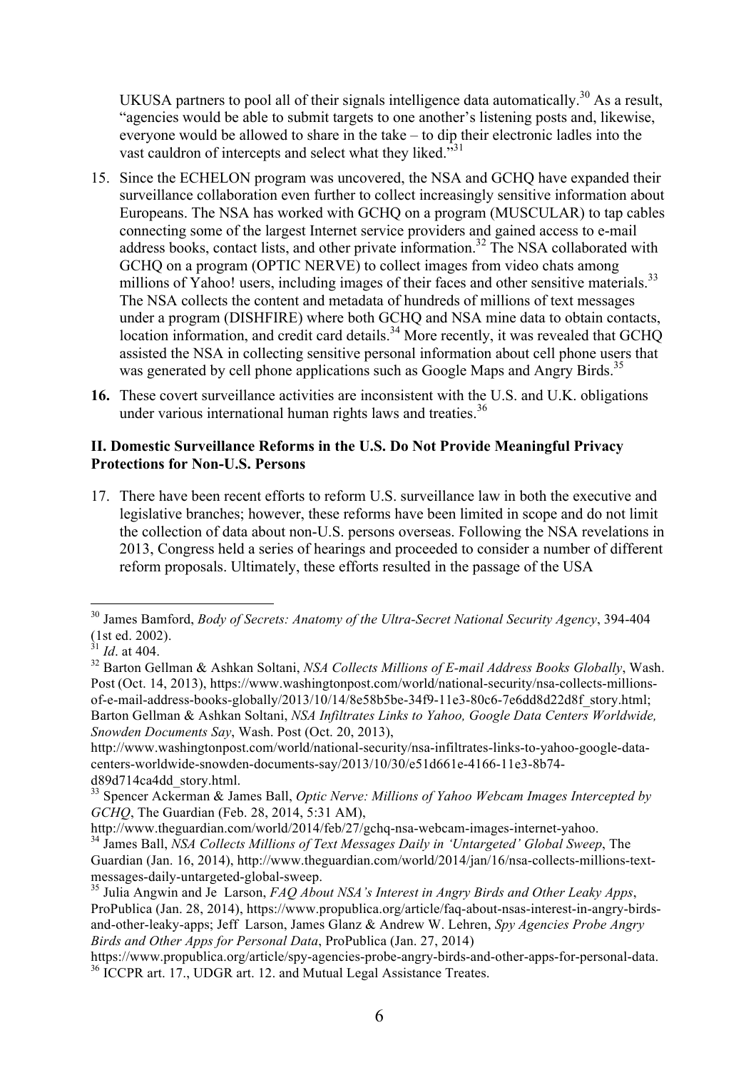UKUSA partners to pool all of their signals intelligence data automatically.[30] As a result, "agencies would be able to submit targets to one another's listening posts and, likewise, everyone would be allowed to share in the take – to dip their electronic ladles into the vast cauldron of intercepts and select what they liked."[31]

15. Since the ECHELON program was uncovered, the NSA and GCHQ have expanded their surveillance collaboration even further to collect increasingly sensitive information about Europeans. The NSA has worked with GCHQ on a program (MUSCULAR) to tap cables connecting some of the largest Internet service providers and gained access to e-mail address books, contact lists, and other private information.[32] The NSA collaborated with GCHQ on a program (OPTIC NERVE) to collect images from video chats among millions of Yahoo! users, including images of their faces and other sensitive materials.[33] The NSA collects the content and metadata of hundreds of millions of text messages under a program (DISHFIRE) where both GCHQ and NSA mine data to obtain contacts, location information, and credit card details.[34] More recently, it was revealed that GCHQ assisted the NSA in collecting sensitive personal information about cell phone users that was generated by cell phone applications such as Google Maps and Angry Birds.[35]

16. These covert surveillance activities are inconsistent with the U.S. and U.K. obligations under various international human rights laws and treaties.[36]

### II. Domestic Surveillance Reforms in the U.S. Do Not Provide Meaningful Privacy Protections for Non-U.S. Persons

17. There have been recent efforts to reform U.S. surveillance law in both the executive and legislative branches; however, these reforms have been limited in scope and do not limit the collection of data about non-U.S. persons overseas. Following the NSA revelations in 2013, Congress held a series of hearings and proceeded to consider a number of different reform proposals. Ultimately, these efforts resulted in the passage of the USA

---

[30] James Bamford, *Body of Secrets: Anatomy of the Ultra-Secret National Security Agency*, 394-404 (1st ed. 2002).

[31] *Id*. at 404.

[32] Barton Gellman & Ashkan Soltani, *NSA Collects Millions of E-mail Address Books Globally*, Wash. Post (Oct. 14, 2013), https://www.washingtonpost.com/world/national-security/nsa-collects-millions-of-e-mail-address-books-globally/2013/10/14/8e58b5be-34f9-11e3-80c6-7e6dd8d22d8f_story.html; Barton Gellman & Ashkan Soltani, *NSA Infiltrates Links to Yahoo, Google Data Centers Worldwide, Snowden Documents Say*, Wash. Post (Oct. 20, 2013), http://www.washingtonpost.com/world/national-security/nsa-infiltrates-links-to-yahoo-google-data-centers-worldwide-snowden-documents-say/2013/10/30/e51d661e-4166-11e3-8b74-d89d714ca4dd_story.html.

[33] Spencer Ackerman & James Ball, *Optic Nerve: Millions of Yahoo Webcam Images Intercepted by GCHQ*, The Guardian (Feb. 28, 2014, 5:31 AM), http://www.theguardian.com/world/2014/feb/27/gchq-nsa-webcam-images-internet-yahoo.

[34] James Ball, *NSA Collects Millions of Text Messages Daily in 'Untargeted' Global Sweep*, The Guardian (Jan. 16, 2014), http://www.theguardian.com/world/2014/jan/16/nsa-collects-millions-text-messages-daily-untargeted-global-sweep.

[35] Julia Angwin and Je Larson, *FAQ About NSA's Interest in Angry Birds and Other Leaky Apps*, ProPublica (Jan. 28, 2014), https://www.propublica.org/article/faq-about-nsas-interest-in-angry-birds-and-other-leaky-apps; Jeff Larson, James Glanz & Andrew W. Lehren, *Spy Agencies Probe Angry Birds and Other Apps for Personal Data*, ProPublica (Jan. 27, 2014) https://www.propublica.org/article/spy-agencies-probe-angry-birds-and-other-apps-for-personal-data.

[36] ICCPR art. 17., UDGR art. 12. and Mutual Legal Assistance Treates.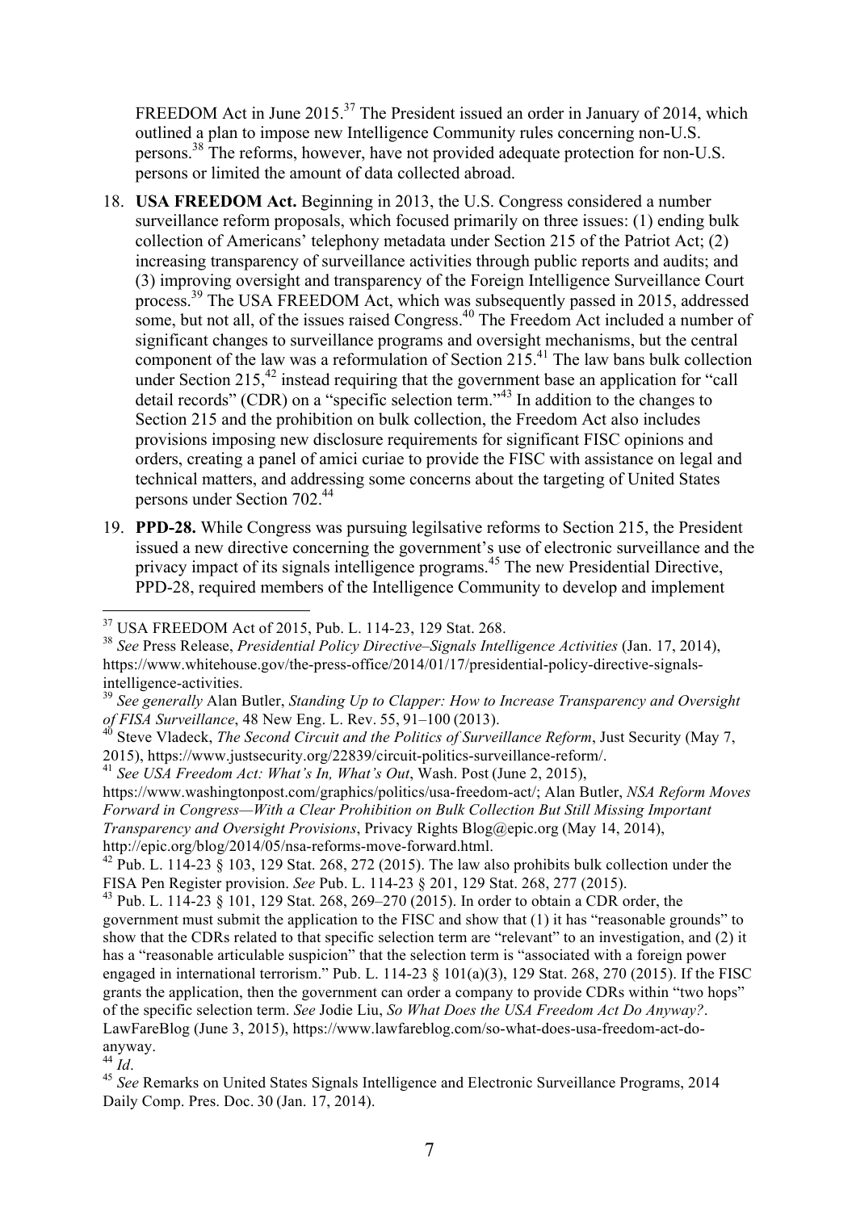FREEDOM Act in June 2015.[37] The President issued an order in January of 2014, which outlined a plan to impose new Intelligence Community rules concerning non-U.S. persons.[38] The reforms, however, have not provided adequate protection for non-U.S. persons or limited the amount of data collected abroad.

18. **USA FREEDOM Act.** Beginning in 2013, the U.S. Congress considered a number surveillance reform proposals, which focused primarily on three issues: (1) ending bulk collection of Americans' telephony metadata under Section 215 of the Patriot Act; (2) increasing transparency of surveillance activities through public reports and audits; and (3) improving oversight and transparency of the Foreign Intelligence Surveillance Court process.[39] The USA FREEDOM Act, which was subsequently passed in 2015, addressed some, but not all, of the issues raised Congress.[40] The Freedom Act included a number of significant changes to surveillance programs and oversight mechanisms, but the central component of the law was a reformulation of Section 215.[41] The law bans bulk collection under Section 215,[42] instead requiring that the government base an application for "call detail records" (CDR) on a "specific selection term."[43] In addition to the changes to Section 215 and the prohibition on bulk collection, the Freedom Act also includes provisions imposing new disclosure requirements for significant FISC opinions and orders, creating a panel of amici curiae to provide the FISC with assistance on legal and technical matters, and addressing some concerns about the targeting of United States persons under Section 702.[44]

19. **PPD-28.** While Congress was pursuing legilsative reforms to Section 215, the President issued a new directive concerning the government's use of electronic surveillance and the privacy impact of its signals intelligence programs.[45] The new Presidential Directive, PPD-28, required members of the Intelligence Community to develop and implement

---

[37] USA FREEDOM Act of 2015, Pub. L. 114-23, 129 Stat. 268.

[38] *See* Press Release, *Presidential Policy Directive–Signals Intelligence Activities* (Jan. 17, 2014), https://www.whitehouse.gov/the-press-office/2014/01/17/presidential-policy-directive-signals-intelligence-activities.

[39] *See generally* Alan Butler, *Standing Up to Clapper: How to Increase Transparency and Oversight of FISA Surveillance*, 48 New Eng. L. Rev. 55, 91–100 (2013).

[40] Steve Vladeck, *The Second Circuit and the Politics of Surveillance Reform*, Just Security (May 7, 2015), https://www.justsecurity.org/22839/circuit-politics-surveillance-reform/.

[41] *See USA Freedom Act: What's In, What's Out*, Wash. Post (June 2, 2015), https://www.washingtonpost.com/graphics/politics/usa-freedom-act/; Alan Butler, *NSA Reform Moves Forward in Congress—With a Clear Prohibition on Bulk Collection But Still Missing Important Transparency and Oversight Provisions*, Privacy Rights Blog@epic.org (May 14, 2014), http://epic.org/blog/2014/05/nsa-reforms-move-forward.html.

[42] Pub. L. 114-23 § 103, 129 Stat. 268, 272 (2015). The law also prohibits bulk collection under the FISA Pen Register provision. *See* Pub. L. 114-23 § 201, 129 Stat. 268, 277 (2015).

[43] Pub. L. 114-23 § 101, 129 Stat. 268, 269–270 (2015). In order to obtain a CDR order, the government must submit the application to the FISC and show that (1) it has "reasonable grounds" to show that the CDRs related to that specific selection term are "relevant" to an investigation, and (2) it has a "reasonable articulable suspicion" that the selection term is "associated with a foreign power engaged in international terrorism." Pub. L. 114-23 § 101(a)(3), 129 Stat. 268, 270 (2015). If the FISC grants the application, then the government can order a company to provide CDRs within "two hops" of the specific selection term. *See* Jodie Liu, *So What Does the USA Freedom Act Do Anyway?*. LawFareBlog (June 3, 2015), https://www.lawfareblog.com/so-what-does-usa-freedom-act-do-anyway.

[44] *Id*.

[45] *See* Remarks on United States Signals Intelligence and Electronic Surveillance Programs, 2014 Daily Comp. Pres. Doc. 30 (Jan. 17, 2014).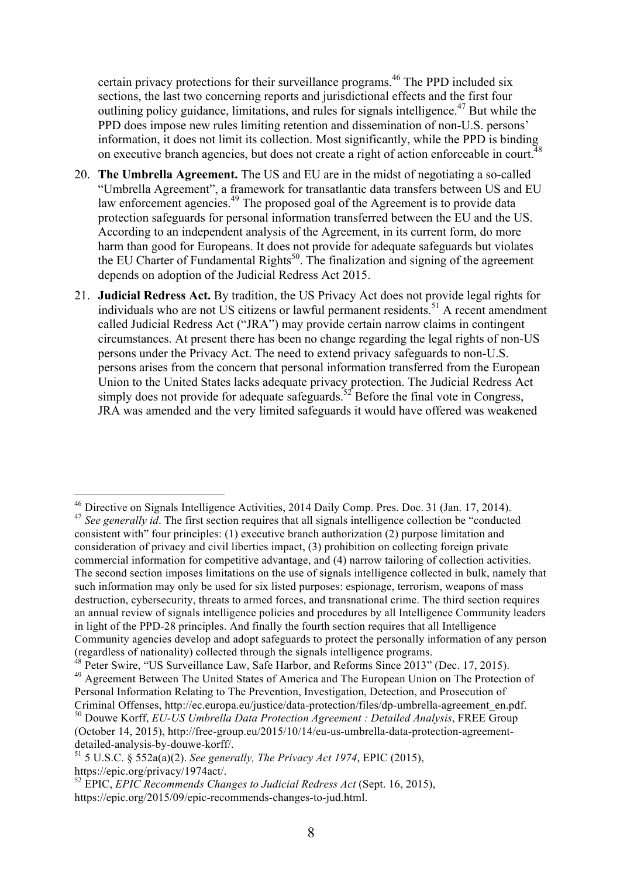certain privacy protections for their surveillance programs.[46] The PPD included six sections, the last two concerning reports and jurisdictional effects and the first four outlining policy guidance, limitations, and rules for signals intelligence.[47] But while the PPD does impose new rules limiting retention and dissemination of non-U.S. persons' information, it does not limit its collection. Most significantly, while the PPD is binding on executive branch agencies, but does not create a right of action enforceable in court.[48]

20. **The Umbrella Agreement.** The US and EU are in the midst of negotiating a so-called "Umbrella Agreement", a framework for transatlantic data transfers between US and EU law enforcement agencies.[49] The proposed goal of the Agreement is to provide data protection safeguards for personal information transferred between the EU and the US. According to an independent analysis of the Agreement, in its current form, do more harm than good for Europeans. It does not provide for adequate safeguards but violates the EU Charter of Fundamental Rights[50]. The finalization and signing of the agreement depends on adoption of the Judicial Redress Act 2015.

21. **Judicial Redress Act.** By tradition, the US Privacy Act does not provide legal rights for individuals who are not US citizens or lawful permanent residents.[51] A recent amendment called Judicial Redress Act ("JRA") may provide certain narrow claims in contingent circumstances. At present there has been no change regarding the legal rights of non-US persons under the Privacy Act. The need to extend privacy safeguards to non-U.S. persons arises from the concern that personal information transferred from the European Union to the United States lacks adequate privacy protection. The Judicial Redress Act simply does not provide for adequate safeguards.[52] Before the final vote in Congress, JRA was amended and the very limited safeguards it would have offered was weakened

---

[46] Directive on Signals Intelligence Activities, 2014 Daily Comp. Pres. Doc. 31 (Jan. 17, 2014).

[47] *See generally id*. The first section requires that all signals intelligence collection be "conducted consistent with" four principles: (1) executive branch authorization (2) purpose limitation and consideration of privacy and civil liberties impact, (3) prohibition on collecting foreign private commercial information for competitive advantage, and (4) narrow tailoring of collection activities. The second section imposes limitations on the use of signals intelligence collected in bulk, namely that such information may only be used for six listed purposes: espionage, terrorism, weapons of mass destruction, cybersecurity, threats to armed forces, and transnational crime. The third section requires an annual review of signals intelligence policies and procedures by all Intelligence Community leaders in light of the PPD-28 principles. And finally the fourth section requires that all Intelligence Community agencies develop and adopt safeguards to protect the personally information of any person (regardless of nationality) collected through the signals intelligence programs.

[48] Peter Swire, "US Surveillance Law, Safe Harbor, and Reforms Since 2013" (Dec. 17, 2015).

[49] Agreement Between The United States of America and The European Union on The Protection of Personal Information Relating to The Prevention, Investigation, Detection, and Prosecution of Criminal Offenses, http://ec.europa.eu/justice/data-protection/files/dp-umbrella-agreement_en.pdf.

[50] Douwe Korff, *EU-US Umbrella Data Protection Agreement : Detailed Analysis*, FREE Group (October 14, 2015), http://free-group.eu/2015/10/14/eu-us-umbrella-data-protection-agreement-detailed-analysis-by-douwe-korff/.

[51] 5 U.S.C. § 552a(a)(2). *See generally, The Privacy Act 1974*, EPIC (2015), https://epic.org/privacy/1974act/.

[52] EPIC, *EPIC Recommends Changes to Judicial Redress Act* (Sept. 16, 2015), https://epic.org/2015/09/epic-recommends-changes-to-jud.html.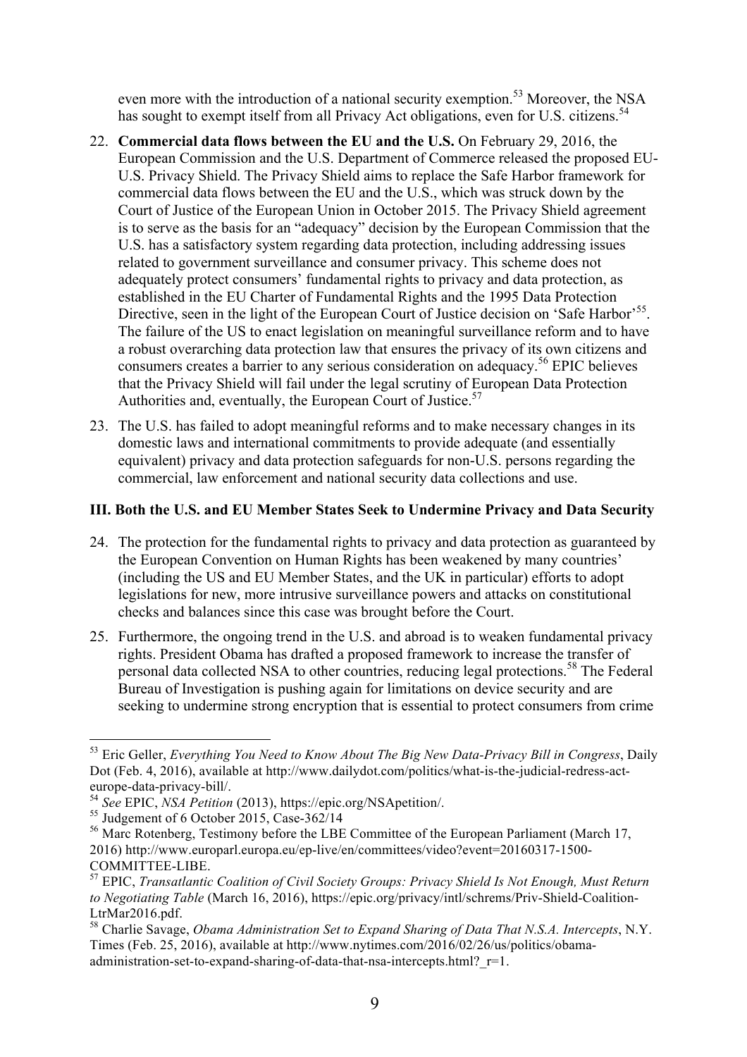even more with the introduction of a national security exemption.[53] Moreover, the NSA has sought to exempt itself from all Privacy Act obligations, even for U.S. citizens.[54]

22. **Commercial data flows between the EU and the U.S.** On February 29, 2016, the European Commission and the U.S. Department of Commerce released the proposed EU-U.S. Privacy Shield. The Privacy Shield aims to replace the Safe Harbor framework for commercial data flows between the EU and the U.S., which was struck down by the Court of Justice of the European Union in October 2015. The Privacy Shield agreement is to serve as the basis for an "adequacy" decision by the European Commission that the U.S. has a satisfactory system regarding data protection, including addressing issues related to government surveillance and consumer privacy. This scheme does not adequately protect consumers' fundamental rights to privacy and data protection, as established in the EU Charter of Fundamental Rights and the 1995 Data Protection Directive, seen in the light of the European Court of Justice decision on 'Safe Harbor'[55]. The failure of the US to enact legislation on meaningful surveillance reform and to have a robust overarching data protection law that ensures the privacy of its own citizens and consumers creates a barrier to any serious consideration on adequacy.[56] EPIC believes that the Privacy Shield will fail under the legal scrutiny of European Data Protection Authorities and, eventually, the European Court of Justice.[57]

23. The U.S. has failed to adopt meaningful reforms and to make necessary changes in its domestic laws and international commitments to provide adequate (and essentially equivalent) privacy and data protection safeguards for non-U.S. persons regarding the commercial, law enforcement and national security data collections and use.

### III. Both the U.S. and EU Member States Seek to Undermine Privacy and Data Security

24. The protection for the fundamental rights to privacy and data protection as guaranteed by the European Convention on Human Rights has been weakened by many countries' (including the US and EU Member States, and the UK in particular) efforts to adopt legislations for new, more intrusive surveillance powers and attacks on constitutional checks and balances since this case was brought before the Court.

25. Furthermore, the ongoing trend in the U.S. and abroad is to weaken fundamental privacy rights. President Obama has drafted a proposed framework to increase the transfer of personal data collected NSA to other countries, reducing legal protections.[58] The Federal Bureau of Investigation is pushing again for limitations on device security and are seeking to undermine strong encryption that is essential to protect consumers from crime

---

[53] Eric Geller, *Everything You Need to Know About The Big New Data-Privacy Bill in Congress*, Daily Dot (Feb. 4, 2016), available at http://www.dailydot.com/politics/what-is-the-judicial-redress-act-europe-data-privacy-bill/.

[54] *See* EPIC, *NSA Petition* (2013), https://epic.org/NSApetition/.

[55] Judgement of 6 October 2015, Case-362/14

[56] Marc Rotenberg, Testimony before the LBE Committee of the European Parliament (March 17, 2016) http://www.europarl.europa.eu/ep-live/en/committees/video?event=20160317-1500-COMMITTEE-LIBE.

[57] EPIC, *Transatlantic Coalition of Civil Society Groups: Privacy Shield Is Not Enough, Must Return to Negotiating Table* (March 16, 2016), https://epic.org/privacy/intl/schrems/Priv-Shield-Coalition-LtrMar2016.pdf.

[58] Charlie Savage, *Obama Administration Set to Expand Sharing of Data That N.S.A. Intercepts*, N.Y. Times (Feb. 25, 2016), available at http://www.nytimes.com/2016/02/26/us/politics/obama-administration-set-to-expand-sharing-of-data-that-nsa-intercepts.html?_r=1.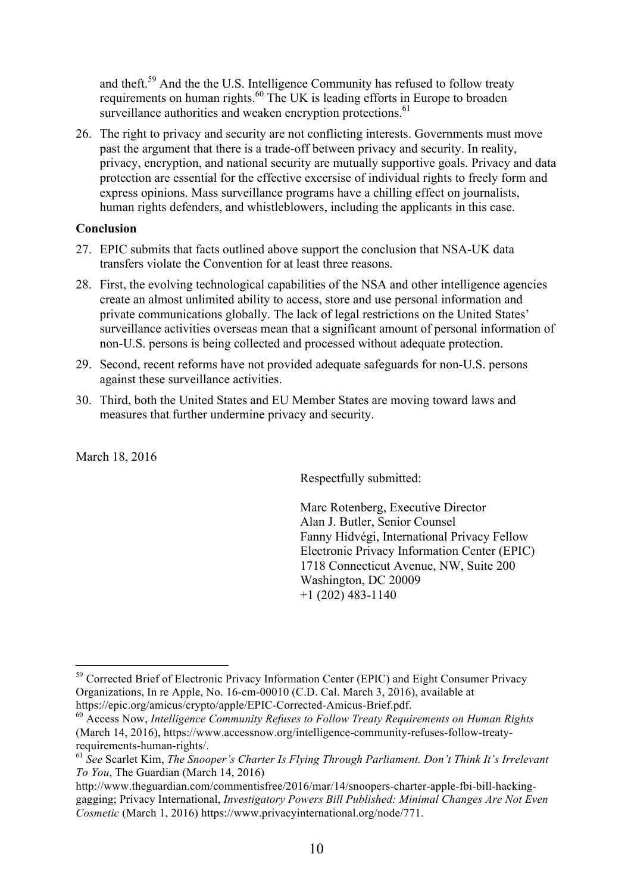and theft.[59] And the the U.S. Intelligence Community has refused to follow treaty requirements on human rights.[60] The UK is leading efforts in Europe to broaden surveillance authorities and weaken encryption protections.[61]

26. The right to privacy and security are not conflicting interests. Governments must move past the argument that there is a trade-off between privacy and security. In reality, privacy, encryption, and national security are mutually supportive goals. Privacy and data protection are essential for the effective excersise of individual rights to freely form and express opinions. Mass surveillance programs have a chilling effect on journalists, human rights defenders, and whistleblowers, including the applicants in this case.

**Conclusion**

27. EPIC submits that facts outlined above support the conclusion that NSA-UK data transfers violate the Convention for at least three reasons.

28. First, the evolving technological capabilities of the NSA and other intelligence agencies create an almost unlimited ability to access, store and use personal information and private communications globally. The lack of legal restrictions on the United States' surveillance activities overseas mean that a significant amount of personal information of non-U.S. persons is being collected and processed without adequate protection.

29. Second, recent reforms have not provided adequate safeguards for non-U.S. persons against these surveillance activities.

30. Third, both the United States and EU Member States are moving toward laws and measures that further undermine privacy and security.

March 18, 2016

Respectfully submitted:

Marc Rotenberg, Executive Director
Alan J. Butler, Senior Counsel
Fanny Hidvégi, International Privacy Fellow
Electronic Privacy Information Center (EPIC)
1718 Connecticut Avenue, NW, Suite 200
Washington, DC 20009
+1 (202) 483-1140

---

[59] Corrected Brief of Electronic Privacy Information Center (EPIC) and Eight Consumer Privacy Organizations, In re Apple, No. 16-cm-00010 (C.D. Cal. March 3, 2016), available at https://epic.org/amicus/crypto/apple/EPIC-Corrected-Amicus-Brief.pdf.

[60] Access Now, *Intelligence Community Refuses to Follow Treaty Requirements on Human Rights* (March 14, 2016), https://www.accessnow.org/intelligence-community-refuses-follow-treaty-requirements-human-rights/.

[61] *See* Scarlet Kim, *The Snooper's Charter Is Flying Through Parliament. Don't Think It's Irrelevant To You*, The Guardian (March 14, 2016) http://www.theguardian.com/commentisfree/2016/mar/14/snoopers-charter-apple-fbi-bill-hacking-gagging; Privacy International, *Investigatory Powers Bill Published: Minimal Changes Are Not Even Cosmetic* (March 1, 2016) https://www.privacyinternational.org/node/771.